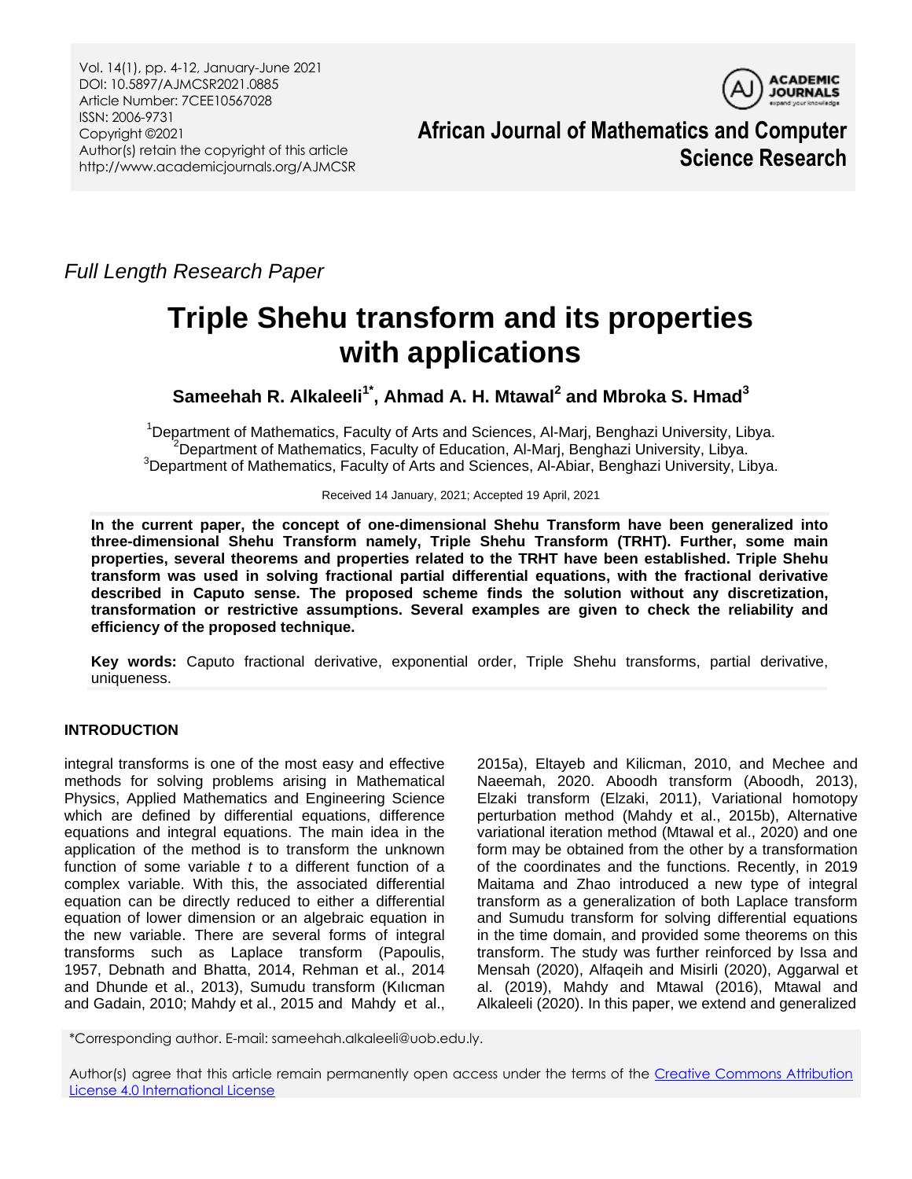*Full Length Research Paper*

# Triple Shehu transform and its properties with applications

**Sameehah R. Alkaleeli[1*], Ahmad A. H. Mtawal[2] and Mbroka S. Hmad[3]**

[1]Department of Mathematics, Faculty of Arts and Sciences, Al-Marj, Benghazi University, Libya.
[2]Department of Mathematics, Faculty of Education, Al-Marj, Benghazi University, Libya.
[3]Department of Mathematics, Faculty of Arts and Sciences, Al-Abiar, Benghazi University, Libya.

Received 14 January, 2021; Accepted 19 April, 2021

**In the current paper, the concept of one-dimensional Shehu Transform have been generalized into three-dimensional Shehu Transform namely, Triple Shehu Transform (TRHT). Further, some main properties, several theorems and properties related to the TRHT have been established. Triple Shehu transform was used in solving fractional partial differential equations, with the fractional derivative described in Caputo sense. The proposed scheme finds the solution without any discretization, transformation or restrictive assumptions. Several examples are given to check the reliability and efficiency of the proposed technique.**

**Key words:** Caputo fractional derivative, exponential order, Triple Shehu transforms, partial derivative, uniqueness.

## INTRODUCTION

integral transforms is one of the most easy and effective methods for solving problems arising in Mathematical Physics, Applied Mathematics and Engineering Science which are defined by differential equations, difference equations and integral equations. The main idea in the application of the method is to transform the unknown function of some variable *t* to a different function of a complex variable. With this, the associated differential equation can be directly reduced to either a differential equation of lower dimension or an algebraic equation in the new variable. There are several forms of integral transforms such as Laplace transform (Papoulis, 1957, Debnath and Bhatta, 2014, Rehman et al., 2014 and Dhunde et al., 2013), Sumudu transform (Kılıcman and Gadain, 2010; Mahdy et al., 2015 and Mahdy et al., 2015a), Eltayeb and Kilicman, 2010, and Mechee and Naeemah, 2020. Aboodh transform (Aboodh, 2013), Elzaki transform (Elzaki, 2011), Variational homotopy perturbation method (Mahdy et al., 2015b), Alternative variational iteration method (Mtawal et al., 2020) and one form may be obtained from the other by a transformation of the coordinates and the functions. Recently, in 2019 Maitama and Zhao introduced a new type of integral transform as a generalization of both Laplace transform and Sumudu transform for solving differential equations in the time domain, and provided some theorems on this transform. The study was further reinforced by Issa and Mensah (2020), Alfaqeih and Misirli (2020), Aggarwal et al. (2019), Mahdy and Mtawal (2016), Mtawal and Alkaleeli (2020). In this paper, we extend and generalized

*Corresponding author. E-mail: sameehah.alkaleeli@uob.edu.ly.

Author(s) agree that this article remain permanently open access under the terms of the Creative Commons Attribution License 4.0 International License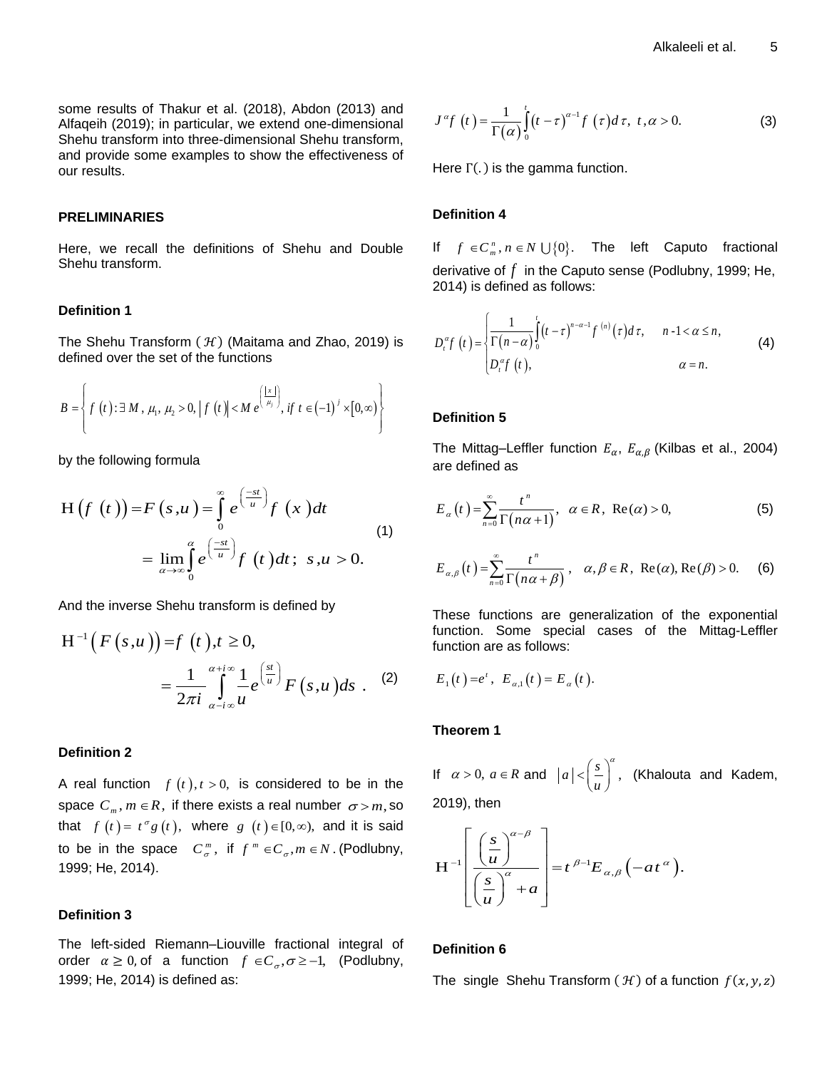some results of Thakur et al. (2018), Abdon (2013) and Alfaqeih (2019); in particular, we extend one-dimensional Shehu transform into three-dimensional Shehu transform, and provide some examples to show the effectiveness of our results.

## PRELIMINARIES

Here, we recall the definitions of Shehu and Double Shehu transform.

### Definition 1

The Shehu Transform ($\mathcal{H}$) (Maitama and Zhao, 2019) is defined over the set of the functions

$$B = \left\{ f(t) : \exists\, M,\, \mu_1,\, \mu_2 > 0, \left| f(t) \right| < M e^{\left(\frac{|x|}{\mu_j}\right)},\ if\ t \in (-1)^j \times [0, \infty) \right\}$$

by the following formula

$$\begin{aligned} \mathrm{H}(f(t)) = F(s,u) &= \int_0^\infty e^{\left(\frac{-st}{u}\right)} f(x)\,dt \\ &= \lim_{\alpha \to \infty} \int_0^\alpha e^{\left(\frac{-st}{u}\right)} f(t)\,dt;\ s,u > 0. \end{aligned} \tag{1}$$

And the inverse Shehu transform is defined by

$$\begin{aligned} \mathrm{H}^{-1}(F(s,u)) &= f(t), t \geq 0, \\ &= \frac{1}{2\pi i} \int_{\alpha - i\infty}^{\alpha + i\infty} \frac{1}{u} e^{\left(\frac{st}{u}\right)} F(s,u)\,ds\ . \end{aligned} \tag{2}$$

### Definition 2

A real function $f(t), t > 0,$ is considered to be in the space $C_m, m \in R,$ if there exists a real number $\sigma > m,$ so that $f(t) = t^\sigma g(t),$ where $g(t) \in [0, \infty),$ and it is said to be in the space $C_\sigma^m$, if $f^m \in C_\sigma, m \in N$. (Podlubny, 1999; He, 2014).

### Definition 3

The left-sided Riemann–Liouville fractional integral of order $\alpha \geq 0,$ of a function $f \in C_\sigma, \sigma \geq -1,$ (Podlubny, 1999; He, 2014) is defined as:

$$J^\alpha f(t) = \frac{1}{\Gamma(\alpha)} \int_0^t (t-\tau)^{\alpha-1} f(\tau)\,d\tau,\ t, \alpha > 0. \tag{3}$$

Here $\Gamma(.)$ is the gamma function.

### Definition 4

If $f \in C_m^n, n \in N \cup \{0\}$. The left Caputo fractional derivative of $f$ in the Caputo sense (Podlubny, 1999; He, 2014) is defined as follows:

$$D_t^\alpha f(t) = \begin{cases} \dfrac{1}{\Gamma(n-\alpha)} \displaystyle\int_0^t (t-\tau)^{n-\alpha-1} f^{(n)}(\tau)\,d\tau, & n\text{-}1 < \alpha \leq n, \\ D_t^\alpha f(t), & \alpha = n. \end{cases} \tag{4}$$

### Definition 5

The Mittag–Leffler function $E_\alpha$, $E_{\alpha,\beta}$ (Kilbas et al., 2004) are defined as

$$E_\alpha(t) = \sum_{n=0}^\infty \frac{t^n}{\Gamma(n\alpha + 1)},\quad \alpha \in R,\ \mathrm{Re}(\alpha) > 0, \tag{5}$$

$$E_{\alpha,\beta}(t) = \sum_{n=0}^\infty \frac{t^n}{\Gamma(n\alpha + \beta)},\quad \alpha, \beta \in R,\ \mathrm{Re}(\alpha), \mathrm{Re}(\beta) > 0. \tag{6}$$

These functions are generalization of the exponential function. Some special cases of the Mittag-Leffler function are as follows:

$$E_1(t) = e^t,\ E_{\alpha,1}(t) = E_\alpha(t).$$

### Theorem 1

If $\alpha > 0,\ a \in R$ and $|a| < \left(\frac{s}{u}\right)^\alpha$, (Khalouta and Kadem, 2019), then

$$\mathrm{H}^{-1}\left[ \frac{\left(\frac{s}{u}\right)^{\alpha-\beta}}{\left(\frac{s}{u}\right)^\alpha + a} \right] = t^{\beta-1} E_{\alpha,\beta}\left(-a t^\alpha\right).$$

### Definition 6

The single Shehu Transform ($\mathcal{H}$) of a function $f(x, y, z)$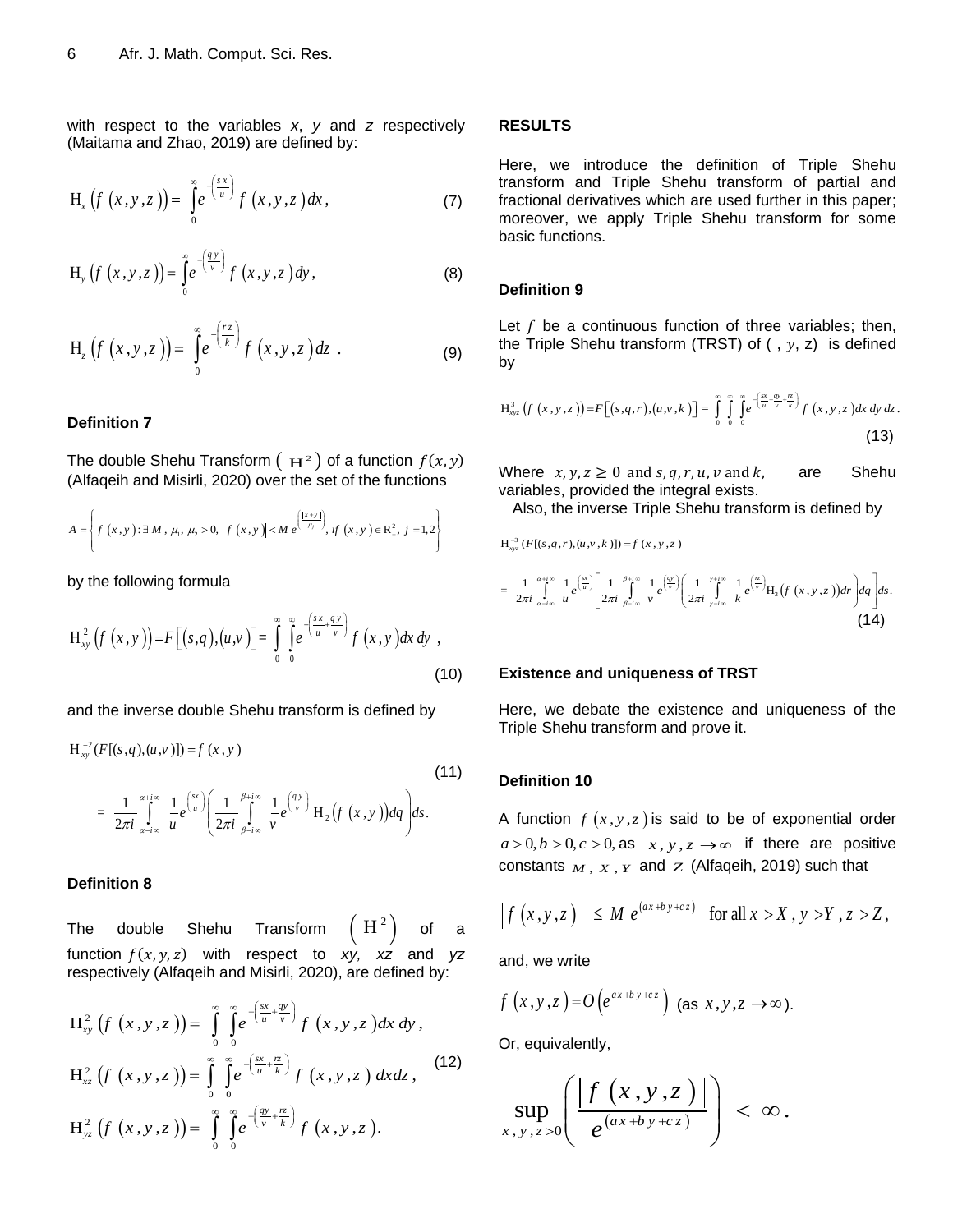with respect to the variables *x*, *y* and *z* respectively (Maitama and Zhao, 2019) are defined by:

$$\mathrm{H}_x\left(f\left(x,y,z\right)\right)=\int_0^{\infty} e^{-\left(\frac{s\,x}{u}\right)} f\left(x,y,z\right)dx, \tag{7}$$

$$\mathrm{H}_y\left(f\left(x,y,z\right)\right)=\int_0^{\infty} e^{-\left(\frac{q\,y}{v}\right)} f\left(x,y,z\right)dy, \tag{8}$$

$$\mathrm{H}_z\left(f\left(x,y,z\right)\right)=\int_0^{\infty} e^{-\left(\frac{r\,z}{k}\right)} f\left(x,y,z\right)dz\ . \tag{9}$$

**Definition 7**

The double Shehu Transform $\left(\mathrm{H}^2\right)$ of a function $f(x,y)$ (Alfaqeih and Misirli, 2020) over the set of the functions

$$A=\left\{ f\left(x,y\right): \exists\, M,\ \mu_1,\ \mu_2>0,\ \left|f\left(x,y\right)\right|<M\, e^{\left(\frac{|x+y|}{\mu_j}\right)},\ if\ \left(x,y\right)\in \mathrm{R}_+^2,\ j=1,2 \right\}$$

by the following formula

$$\mathrm{H}_{xy}^2\left(f\left(x,y\right)\right)=F\left[\left(s,q\right),\left(u,v\right)\right]=\int_0^{\infty}\int_0^{\infty} e^{-\left(\frac{s\,x}{u}+\frac{q\,y}{v}\right)} f\left(x,y\right)dx\,dy\ , \tag{10}$$

and the inverse double Shehu transform is defined by

$$\mathrm{H}_{xy}^{-2}(F[(s,q),(u,v)])=f\left(x,y\right)$$

$$=\frac{1}{2\pi i}\int_{\alpha-i\infty}^{\alpha+i\infty}\frac{1}{u}e^{\left(\frac{sx}{u}\right)}\left(\frac{1}{2\pi i}\int_{\beta-i\infty}^{\beta+i\infty}\frac{1}{v}e^{\left(\frac{q\,y}{v}\right)}\mathrm{H}_2\left(f\left(x,y\right)\right)dq\right)ds. \tag{11}$$

**Definition 8**

The double Shehu Transform $\left(\mathrm{H}^2\right)$ of a function $f(x,y,z)$ with respect to *xy, xz* and *yz* respectively (Alfaqeih and Misirli, 2020), are defined by:

$$\begin{aligned}
\mathrm{H}_{xy}^2\left(f\left(x,y,z\right)\right)&=\int_0^{\infty}\int_0^{\infty} e^{-\left(\frac{sx}{u}+\frac{qy}{v}\right)} f\left(x,y,z\right)dx\,dy,\\
\mathrm{H}_{xz}^2\left(f\left(x,y,z\right)\right)&=\int_0^{\infty}\int_0^{\infty} e^{-\left(\frac{sx}{u}+\frac{rz}{k}\right)} f\left(x,y,z\right)dxdz,\\
\mathrm{H}_{yz}^2\left(f\left(x,y,z\right)\right)&=\int_0^{\infty}\int_0^{\infty} e^{-\left(\frac{qy}{v}+\frac{rz}{k}\right)} f\left(x,y,z\right).
\end{aligned} \tag{12}$$

## RESULTS

Here, we introduce the definition of Triple Shehu transform and Triple Shehu transform of partial and fractional derivatives which are used further in this paper; moreover, we apply Triple Shehu transform for some basic functions.

**Definition 9**

Let $f$ be a continuous function of three variables; then, the Triple Shehu transform (TRST) of ( , $y$, z) is defined by

$$\mathrm{H}_{xyz}^3\left(f\left(x,y,z\right)\right)=F\left[\left(s,q,r\right),\left(u,v,k\right)\right]=\int_0^{\infty}\int_0^{\infty}\int_0^{\infty} e^{-\left(\frac{sx}{u}+\frac{qy}{v}+\frac{rz}{k}\right)} f\left(x,y,z\right)dx\,dy\,dz. \tag{13}$$

Where $x,y,z\geq 0$ and $s,q,r,u,v$ and $k$, are Shehu variables, provided the integral exists.

Also, the inverse Triple Shehu transform is defined by

$$\mathrm{H}_{xyz}^{-3}(F[(s,q,r),(u,v,k)])=f\left(x,y,z\right)$$

$$=\frac{1}{2\pi i}\int_{\alpha-i\infty}^{\alpha+i\infty}\frac{1}{u}e^{\left(\frac{sx}{u}\right)}\left[\frac{1}{2\pi i}\int_{\beta-i\infty}^{\beta+i\infty}\frac{1}{v}e^{\left(\frac{qy}{v}\right)}\left(\frac{1}{2\pi i}\int_{\gamma-i\infty}^{\gamma+i\infty}\frac{1}{k}e^{\left(\frac{rz}{v}\right)}\mathrm{H}_3\left(f\left(x,y,z\right)\right)dr\right)dq\right]ds. \tag{14}$$

**Existence and uniqueness of TRST**

Here, we debate the existence and uniqueness of the Triple Shehu transform and prove it.

**Definition 10**

A function $f\left(x,y,z\right)$ is said to be of exponential order $a>0,b>0,c>0,$ as $x,y,z\rightarrow\infty$ if there are positive constants $M$, $X$, $Y$ and $Z$ (Alfaqeih, 2019) such that

$$\left|f\left(x,y,z\right)\right|\ \leq M\, e^{\left(ax+by+cz\right)}\quad \text{for all } x>X,\ y>Y,\ z>Z,$$

and, we write

$$f\left(x,y,z\right)=O\left(e^{ax+by+cz}\right)\ \text{(as } x,y,z\rightarrow\infty\text{)}.$$

Or, equivalently,

$$\sup_{x,y,z>0}\left(\frac{\left|f\left(x,y,z\right)\right|}{e^{\left(ax+by+cz\right)}}\right)<\infty.$$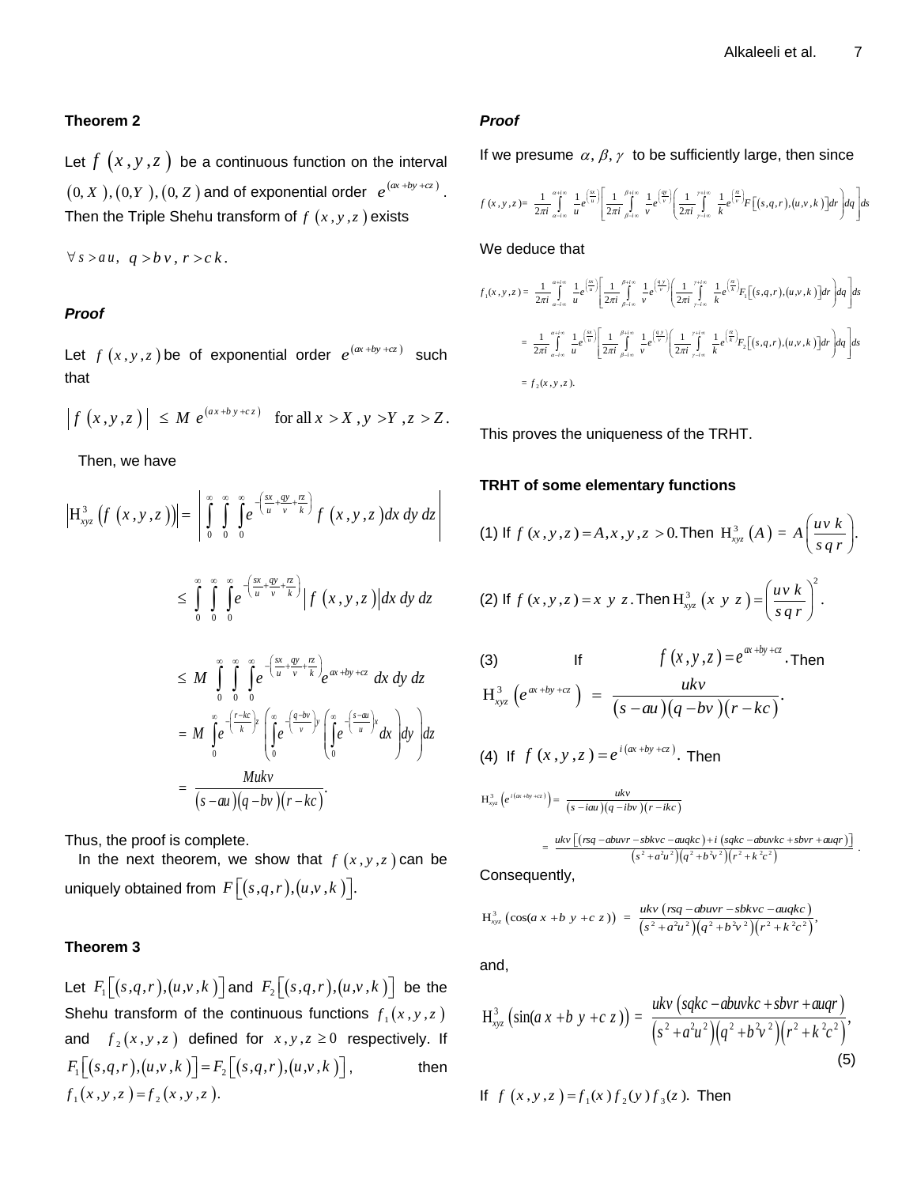### Theorem 2

Let $f(x,y,z)$ be a continuous function on the interval $(0,X),(0,Y),(0,Z)$ and of exponential order $e^{(ax+by+cz)}$. Then the Triple Shehu transform of $f(x,y,z)$ exists

$\forall\, s>au,\ q>bv,\ r>ck.$

#### *Proof*

Let $f(x,y,z)$ be of exponential order $e^{(ax+by+cz)}$ such that

$$\left|f(x,y,z)\right| \le M\, e^{(ax+by+cz)} \quad \text{for all } x>X, y>Y, z>Z.$$

Then, we have

$$\left|\mathrm{H}^3_{xyz}\left(f(x,y,z)\right)\right| = \left|\int_0^\infty\int_0^\infty\int_0^\infty e^{-\left(\frac{sx}{u}+\frac{qy}{v}+\frac{rz}{k}\right)} f(x,y,z)\,dx\,dy\,dz\right|$$

$$\le \int_0^\infty\int_0^\infty\int_0^\infty e^{-\left(\frac{sx}{u}+\frac{qy}{v}+\frac{rz}{k}\right)}\left|f(x,y,z)\right|dx\,dy\,dz$$

$$\le M\int_0^\infty\int_0^\infty\int_0^\infty e^{-\left(\frac{sx}{u}+\frac{qy}{v}+\frac{rz}{k}\right)} e^{ax+by+cz}\,dx\,dy\,dz$$

$$= M\int_0^\infty e^{-\left(\frac{r-kc}{k}\right)z}\left(\int_0^\infty e^{-\left(\frac{q-bv}{v}\right)y}\left(\int_0^\infty e^{-\left(\frac{s-au}{u}\right)x}dx\right)dy\right)dz$$

$$= \frac{Mukv}{(s-au)(q-bv)(r-kc)}.$$

Thus, the proof is complete.

In the next theorem, we show that $f(x,y,z)$ can be uniquely obtained from $F\left[(s,q,r),(u,v,k)\right]$.

### Theorem 3

Let $F_1\left[(s,q,r),(u,v,k)\right]$ and $F_2\left[(s,q,r),(u,v,k)\right]$ be the Shehu transform of the continuous functions $f_1(x,y,z)$ and $f_2(x,y,z)$ defined for $x,y,z\ge 0$ respectively. If $F_1\left[(s,q,r),(u,v,k)\right]=F_2\left[(s,q,r),(u,v,k)\right]$, then $f_1(x,y,z)=f_2(x,y,z)$.

#### *Proof*

If we presume $\alpha,\beta,\gamma$ to be sufficiently large, then since

$$f(x,y,z)=\frac{1}{2\pi i}\int_{\alpha-i\infty}^{\alpha+i\infty}\frac{1}{u}e^{\left(\frac{sx}{u}\right)}\left[\frac{1}{2\pi i}\int_{\beta-i\infty}^{\beta+i\infty}\frac{1}{v}e^{\left(\frac{qy}{v}\right)}\left(\frac{1}{2\pi i}\int_{\gamma-i\infty}^{\gamma+i\infty}\frac{1}{k}e^{\left(\frac{rz}{v}\right)}F\left[(s,q,r),(u,v,k)\right]dr\right)dq\right]ds$$

We deduce that

$$f_1(x,y,z)=\frac{1}{2\pi i}\int_{\alpha-i\infty}^{\alpha+i\infty}\frac{1}{u}e^{\left(\frac{sx}{u}\right)}\left[\frac{1}{2\pi i}\int_{\beta-i\infty}^{\beta+i\infty}\frac{1}{v}e^{\left(\frac{qy}{v}\right)}\left(\frac{1}{2\pi i}\int_{\gamma-i\infty}^{\gamma+i\infty}\frac{1}{k}e^{\left(\frac{rz}{k}\right)}F_1\left[(s,q,r),(u,v,k)\right]dr\right)dq\right]ds$$

$$=\frac{1}{2\pi i}\int_{\alpha-i\infty}^{\alpha+i\infty}\frac{1}{u}e^{\left(\frac{sx}{u}\right)}\left[\frac{1}{2\pi i}\int_{\beta-i\infty}^{\beta+i\infty}\frac{1}{v}e^{\left(\frac{qy}{v}\right)}\left(\frac{1}{2\pi i}\int_{\gamma-i\infty}^{\gamma+i\infty}\frac{1}{k}e^{\left(\frac{rz}{k}\right)}F_2\left[(s,q,r),(u,v,k)\right]dr\right)dq\right]ds$$

$$=f_2(x,y,z).$$

This proves the uniqueness of the TRHT.

### TRHT of some elementary functions

(1) If $f(x,y,z)=A, x,y,z>0.$ Then $\mathrm{H}^3_{xyz}(A)=A\left(\frac{uvk}{sqr}\right).$

(2) If $f(x,y,z)=x\,y\,z.$ Then $\mathrm{H}^3_{xyz}(x\,y\,z)=\left(\frac{uvk}{sqr}\right)^2.$

(3) If $f(x,y,z)=e^{ax+by+cz}.$ Then

$$\mathrm{H}^3_{xyz}\left(e^{ax+by+cz}\right)=\frac{ukv}{(s-au)(q-bv)(r-kc)}.$$

(4) If $f(x,y,z)=e^{i(ax+by+cz)}.$ Then

$$\mathrm{H}^3_{xyz}\left(e^{i(ax+by+cz)}\right)=\frac{ukv}{(s-iau)(q-ibv)(r-ikc)}$$

$$=\frac{ukv\left[(rsq-abuvr-sbkvc-auqkc)+i\,(sqkc-abuvkc+sbvr+auqr)\right]}{\left(s^2+a^2u^2\right)\left(q^2+b^2v^2\right)\left(r^2+k^2c^2\right)}.$$

Consequently,

$$\mathrm{H}^3_{xyz}\left(\cos(a\,x+b\,y+c\,z)\right)=\frac{ukv\left(rsq-abuvr-sbkvc-auqkc\right)}{\left(s^2+a^2u^2\right)\left(q^2+b^2v^2\right)\left(r^2+k^2c^2\right)},$$

and,

$$\mathrm{H}^3_{xyz}\left(\sin(a\,x+b\,y+c\,z)\right)=\frac{ukv\left(sqkc-abuvkc+sbvr+auqr\right)}{\left(s^2+a^2u^2\right)\left(q^2+b^2v^2\right)\left(r^2+k^2c^2\right)},\tag{5}$$

If $f(x,y,z)=f_1(x)\,f_2(y)\,f_3(z).$ Then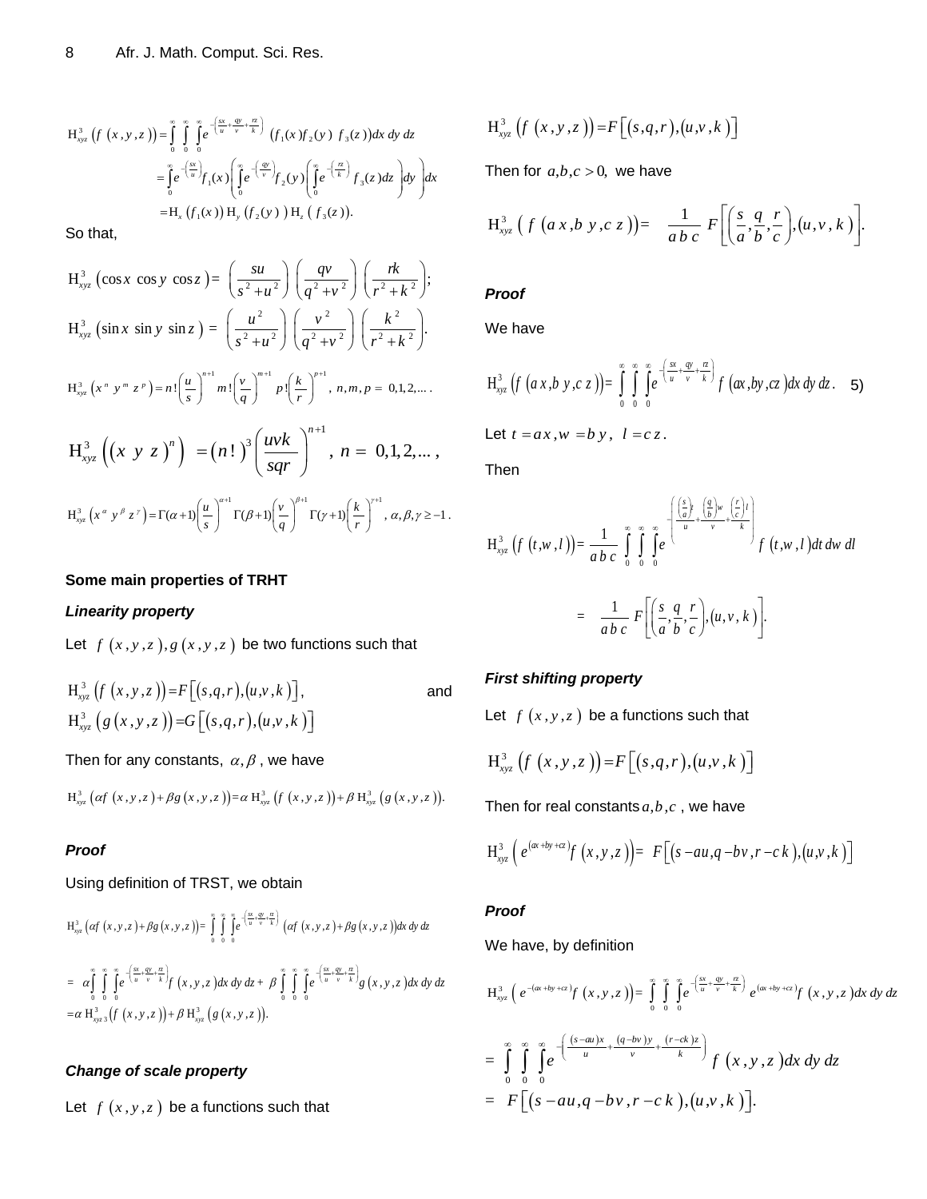$$\mathrm{H}_{xyz}^{3}\left(f\left(x,y,z\right)\right)=\int_{0}^{\infty}\int_{0}^{\infty}\int_{0}^{\infty}e^{-\left(\frac{sx}{u}+\frac{qy}{v}+\frac{rz}{k}\right)}\left(f_{1}(x)f_{2}(y)\ f_{3}(z)\right)dx\,dy\,dz$$

$$=\int_{0}^{\infty}e^{-\left(\frac{sx}{u}\right)}f_{1}(x)\left(\int_{0}^{\infty}e^{-\left(\frac{qy}{v}\right)}f_{2}(y)\left(\int_{0}^{\infty}e^{-\left(\frac{rz}{k}\right)}f_{3}(z)dz\right)dy\right)dx$$

$$=\mathrm{H}_{x}\left(f_{1}(x)\right)\mathrm{H}_{y}\left(f_{2}(y)\right)\mathrm{H}_{z}\left(f_{3}(z)\right).$$

So that,

$$\mathrm{H}_{xyz}^{3}\left(\cos x\ \cos y\ \cos z\right)=\left(\frac{su}{s^{2}+u^{2}}\right)\left(\frac{qv}{q^{2}+v^{2}}\right)\left(\frac{rk}{r^{2}+k^{2}}\right);$$

$$\mathrm{H}_{xyz}^{3}\left(\sin x\ \sin y\ \sin z\right)=\left(\frac{u^{2}}{s^{2}+u^{2}}\right)\left(\frac{v^{2}}{q^{2}+v^{2}}\right)\left(\frac{k^{2}}{r^{2}+k^{2}}\right).$$

$$\mathrm{H}_{xyz}^{3}\left(x^{n}\ y^{m}\ z^{p}\right)=n!\left(\frac{u}{s}\right)^{n+1}m!\left(\frac{v}{q}\right)^{m+1}p!\left(\frac{k}{r}\right)^{p+1},\ n,m,p=\ 0,1,2,\ldots.$$

$$\mathrm{H}_{xyz}^{3}\left(\left(x\ y\ z\right)^{n}\right)=\left(n!\right)^{3}\left(\frac{uvk}{sqr}\right)^{n+1},\ n=\ 0,1,2,\ldots,$$

$$\mathrm{H}_{xyz}^{3}\left(x^{\alpha}\ y^{\beta}\ z^{\gamma}\right)=\Gamma(\alpha+1)\left(\frac{u}{s}\right)^{\alpha+1}\Gamma(\beta+1)\left(\frac{v}{q}\right)^{\beta+1}\Gamma(\gamma+1)\left(\frac{k}{r}\right)^{\gamma+1},\ \alpha,\beta,\gamma\geq-1.$$

**Some main properties of TRHT**

***Linearity property***

Let $f\left(x,y,z\right), g\left(x,y,z\right)$ be two functions such that

$$\mathrm{H}_{xyz}^{3}\left(f\left(x,y,z\right)\right)=F\left[\left(s,q,r\right),\left(u,v,k\right)\right],\quad\text{and}$$
$$\mathrm{H}_{xyz}^{3}\left(g\left(x,y,z\right)\right)=G\left[\left(s,q,r\right),\left(u,v,k\right)\right]$$

Then for any constants, $\alpha,\beta$, we have

$$\mathrm{H}_{xyz}^{3}\left(\alpha f\left(x,y,z\right)+\beta g\left(x,y,z\right)\right)=\alpha\,\mathrm{H}_{xyz}^{3}\left(f\left(x,y,z\right)\right)+\beta\,\mathrm{H}_{xyz}^{3}\left(g\left(x,y,z\right)\right).$$

***Proof***

Using definition of TRST, we obtain

$$\mathrm{H}_{xyz}^{3}\left(\alpha f\left(x,y,z\right)+\beta g\left(x,y,z\right)\right)=\int_{0}^{\infty}\int_{0}^{\infty}\int_{0}^{\infty}e^{-\left(\frac{sx}{u}+\frac{qy}{v}+\frac{rz}{k}\right)}\left(\alpha f\left(x,y,z\right)+\beta g\left(x,y,z\right)\right)dx\,dy\,dz$$

$$=\ \alpha\int_{0}^{\infty}\int_{0}^{\infty}\int_{0}^{\infty}e^{-\left(\frac{sx}{u}+\frac{qy}{v}+\frac{rz}{k}\right)}f\left(x,y,z\right)dx\,dy\,dz+\ \beta\int_{0}^{\infty}\int_{0}^{\infty}\int_{0}^{\infty}e^{-\left(\frac{sx}{u}+\frac{qy}{v}+\frac{rz}{k}\right)}g\left(x,y,z\right)dx\,dy\,dz$$

$$=\alpha\,\mathrm{H}_{xyz\,3}^{3}\left(f\left(x,y,z\right)\right)+\beta\,\mathrm{H}_{xyz}^{3}\left(g\left(x,y,z\right)\right).$$

***Change of scale property***

Let $f\left(x,y,z\right)$ be a functions such that

$$\mathrm{H}_{xyz}^{3}\left(f\left(x,y,z\right)\right)=F\left[\left(s,q,r\right),\left(u,v,k\right)\right]$$

Then for $a,b,c>0,$ we have

$$\mathrm{H}_{xyz}^{3}\left(f\left(a\,x,b\,y,c\,z\right)\right)=\frac{1}{a\,b\,c}\,F\left[\left(\frac{s}{a},\frac{q}{b},\frac{r}{c}\right),\left(u,v,k\right)\right].$$

***Proof***

We have

$$\mathrm{H}_{xyz}^{3}\left(f\left(a\,x,b\,y,c\,z\right)\right)=\int_{0}^{\infty}\int_{0}^{\infty}\int_{0}^{\infty}e^{-\left(\frac{sx}{u}+\frac{qy}{v}+\frac{rz}{k}\right)}f\left(ax,by,cz\right)dx\,dy\,dz.\quad 5)$$

Let $t=a\,x, w=b\,y,\ l=c\,z.$

Then

$$\mathrm{H}_{xyz}^{3}\left(f\left(t,w,l\right)\right)=\frac{1}{a\,b\,c}\int_{0}^{\infty}\int_{0}^{\infty}\int_{0}^{\infty}e^{-\left(\frac{\left(\frac{s}{a}\right)t}{u}+\frac{\left(\frac{q}{b}\right)w}{v}+\frac{\left(\frac{r}{c}\right)l}{k}\right)}f\left(t,w,l\right)dt\,dw\,dl$$

$$=\ \frac{1}{a\,b\,c}\,F\left[\left(\frac{s}{a},\frac{q}{b},\frac{r}{c}\right),\left(u,v,k\right)\right].$$

***First shifting property***

Let $f\left(x,y,z\right)$ be a functions such that

$$\mathrm{H}_{xyz}^{3}\left(f\left(x,y,z\right)\right)=F\left[\left(s,q,r\right),\left(u,v,k\right)\right]$$

Then for real constants $a,b,c$, we have

$$\mathrm{H}_{xyz}^{3}\left(e^{(ax+by+cz)}f\left(x,y,z\right)\right)=\ F\left[\left(s-au,q-bv,r-c\,k\right),\left(u,v,k\right)\right]$$

***Proof***

We have, by definition

$$\mathrm{H}_{xyz}^{3}\left(e^{-(ax+by+cz)}f\left(x,y,z\right)\right)=\int_{0}^{\infty}\int_{0}^{\infty}\int_{0}^{\infty}e^{-\left(\frac{sx}{u}+\frac{qy}{v}+\frac{rz}{k}\right)}e^{(ax+by+cz)}f\left(x,y,z\right)dx\,dy\,dz$$

$$=\int_{0}^{\infty}\int_{0}^{\infty}\int_{0}^{\infty}e^{-\left(\frac{(s-au)x}{u}+\frac{(q-bv)y}{v}+\frac{(r-ck)z}{k}\right)}f\left(x,y,z\right)dx\,dy\,dz$$

$$=\ F\left[\left(s-au,q-bv,r-c\,k\right),\left(u,v,k\right)\right].$$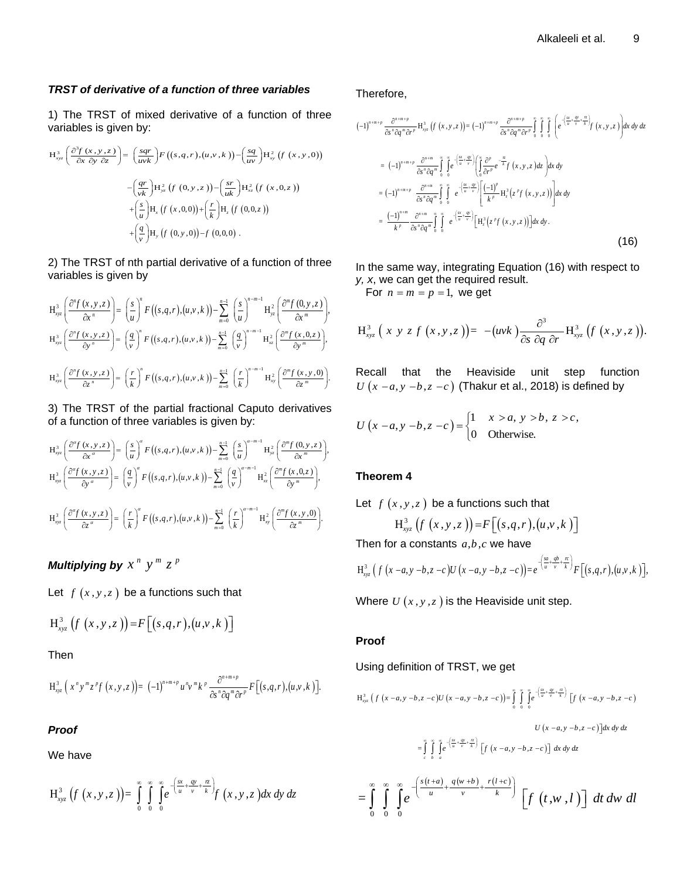### *TRST of derivative of a function of three variables*

1) The TRST of mixed derivative of a function of three variables is given by:

$$H^3_{xyz}\left(\frac{\partial^3 f(x,y,z)}{\partial x\,\partial y\,\partial z}\right) = \left(\frac{sqr}{uvk}\right)F\left((s,q,r),(u,v,k)\right) - \left(\frac{sq}{uv}\right)H^2_{xy}\left(f(x,y,0)\right)$$

$$-\left(\frac{qr}{vk}\right)H^2_{yz}\left(f(0,y,z)\right) - \left(\frac{sr}{uk}\right)H^2_{xz}\left(f(x,0,z)\right)$$

$$+\left(\frac{s}{u}\right)H_x\left(f(x,0,0)\right) + \left(\frac{r}{k}\right)H_z\left(f(0,0,z)\right)$$

$$+\left(\frac{q}{v}\right)H_y\left(f(0,y,0)\right) - f(0,0,0).$$

2) The TRST of nth partial derivative of a function of three variables is given by

$$H^3_{xyz}\left(\frac{\partial^n f(x,y,z)}{\partial x^n}\right) = \left(\frac{s}{u}\right)^n F\left((s,q,r),(u,v,k)\right) - \sum_{m=0}^{n-1}\left(\frac{s}{u}\right)^{n-m-1} H^2_{yz}\left(\frac{\partial^m f(0,y,z)}{\partial x^m}\right),$$

$$H^3_{xyz}\left(\frac{\partial^n f(x,y,z)}{\partial y^n}\right) = \left(\frac{q}{v}\right)^n F\left((s,q,r),(u,v,k)\right) - \sum_{m=0}^{n-1}\left(\frac{q}{v}\right)^{n-m-1} H^2_{xz}\left(\frac{\partial^m f(x,0,z)}{\partial y^m}\right),$$

$$H^3_{xyz}\left(\frac{\partial^n f(x,y,z)}{\partial z^n}\right) = \left(\frac{r}{k}\right)^n F\left((s,q,r),(u,v,k)\right) - \sum_{m=0}^{n-1}\left(\frac{r}{k}\right)^{n-m-1} H^2_{xy}\left(\frac{\partial^m f(x,y,0)}{\partial z^m}\right).$$

3) The TRST of the partial fractional Caputo derivatives of a function of three variables is given by:

$$H^3_{xyz}\left(\frac{\partial^\alpha f(x,y,z)}{\partial x^\alpha}\right) = \left(\frac{s}{u}\right)^\alpha F\left((s,q,r),(u,v,k)\right) - \sum_{m=0}^{n-1}\left(\frac{s}{u}\right)^{\alpha-m-1} H^2_{yz}\left(\frac{\partial^m f(0,y,z)}{\partial x^m}\right),$$

$$H^3_{xyz}\left(\frac{\partial^\alpha f(x,y,z)}{\partial y^\alpha}\right) = \left(\frac{q}{v}\right)^\alpha F\left((s,q,r),(u,v,k)\right) - \sum_{m=0}^{n-1}\left(\frac{q}{v}\right)^{\alpha-m-1} H^2_{xz}\left(\frac{\partial^m f(x,0,z)}{\partial y^m}\right),$$

$$H^3_{xyz}\left(\frac{\partial^\alpha f(x,y,z)}{\partial z^\alpha}\right) = \left(\frac{r}{k}\right)^\alpha F\left((s,q,r),(u,v,k)\right) - \sum_{m=0}^{n-1}\left(\frac{r}{k}\right)^{\alpha-m-1} H^2_{xy}\left(\frac{\partial^m f(x,y,0)}{\partial z^m}\right).$$

### *Multiplying by $x^n\, y^m\, z^p$*

Let $f(x,y,z)$ be a functions such that

$$H^3_{xyz}\left(f(x,y,z)\right) = F\left[(s,q,r),(u,v,k)\right]$$

Then

$$H^3_{xyz}\left(x^n y^m z^p f(x,y,z)\right) = (-1)^{n+m+p} u^n v^m k^p \frac{\partial^{n+m+p}}{\partial s^n \partial q^m \partial r^p} F\left[(s,q,r),(u,v,k)\right].$$

### *Proof*

We have

$$H^3_{xyz}\left(f(x,y,z)\right) = \int_0^\infty\int_0^\infty\int_0^\infty e^{-\left(\frac{sx}{u}+\frac{qy}{v}+\frac{rz}{k}\right)} f(x,y,z)\,dx\,dy\,dz$$

Therefore,

$$(-1)^{n+m+p}\frac{\partial^{n+m+p}}{\partial s^n\partial q^m\partial r^p}H^3_{xyz}\left(f(x,y,z)\right) = (-1)^{n+m+p}\frac{\partial^{n+m+p}}{\partial s^n\partial q^m\partial r^p}\int_0^\infty\int_0^\infty\int_0^\infty\left(e^{-\left(\frac{sx}{u}+\frac{qy}{v}+\frac{rz}{k}\right)}f(x,y,z)\right)dx\,dy\,dz$$

$$= (-1)^{n+m+p}\frac{\partial^{n+m}}{\partial s^n\partial q^m}\int_0^\infty\int_0^\infty e^{-\left(\frac{sx}{u}+\frac{qy}{v}\right)}\left(\int_0^\infty\frac{\partial^p}{\partial r^p}e^{-\frac{rz}{k}}f(x,y,z)\,dz\right)dx\,dy$$

$$= (-1)^{n+m+p}\frac{\partial^{n+m}}{\partial s^n\partial q^m}\int_0^\infty\int_0^\infty e^{-\left(\frac{sx}{u}+\frac{qy}{v}\right)}\left[\frac{(-1)^p}{k^p}H^3_z\left(z^p f(x,y,z)\right)\right]dx\,dy$$

$$= \frac{(-1)^{n+m}}{k^p}\frac{\partial^{n+m}}{\partial s^n\partial q^m}\int_0^\infty\int_0^\infty e^{-\left(\frac{sx}{u}+\frac{qy}{v}\right)}\left[H^3_z\left(z^p f(x,y,z)\right)\right]dx\,dy. \qquad (16)$$

In the same way, integrating Equation (16) with respect to *y, x*, we can get the required result.

For $n = m = p = 1$, we get

$$H^3_{xyz}\left(x\,y\,z\,f(x,y,z)\right) = -(uvk)\frac{\partial^3}{\partial s\,\partial q\,\partial r}H^3_{xyz}\left(f(x,y,z)\right).$$

Recall that the Heaviside unit step function $U(x-a, y-b, z-c)$ (Thakur et al., 2018) is defined by

$$U(x-a,y-b,z-c) = \begin{cases} 1 & x>a,\ y>b,\ z>c, \\ 0 & \text{Otherwise.}\end{cases}$$

### Theorem 4

Let $f(x,y,z)$ be a functions such that

$$H^3_{xyz}\left(f(x,y,z)\right) = F\left[(s,q,r),(u,v,k)\right]$$

Then for a constants $a,b,c$ we have

$$H^3_{xyz}\left(f(x-a,y-b,z-c)U(x-a,y-b,z-c)\right) = e^{-\left(\frac{sa}{u}+\frac{qb}{v}+\frac{rc}{k}\right)}F\left[(s,q,r),(u,v,k)\right],$$

Where $U(x,y,z)$ is the Heaviside unit step.

### Proof

Using definition of TRST, we get

$$H^3_{xyz}\left(f(x-a,y-b,z-c)U(x-a,y-b,z-c)\right) = \int_0^\infty\int_0^\infty\int_0^\infty e^{-\left(\frac{sx}{u}+\frac{qy}{v}+\frac{rz}{k}\right)}\left[f(x-a,y-b,z-c)\right.$$

$$\left.U(x-a,y-b,z-c)\right]dx\,dy\,dz$$

$$= \int_c^\infty\int_b^\infty\int_a^\infty e^{-\left(\frac{sx}{u}+\frac{qy}{v}+\frac{rz}{k}\right)}\left[f(x-a,y-b,z-c)\right]dx\,dy\,dz$$

$$= \int_0^\infty\int_0^\infty\int_0^\infty e^{-\left(\frac{s(t+a)}{u}+\frac{q(w+b)}{v}+\frac{r(l+c)}{k}\right)}\left[f(t,w,l)\right]dt\,dw\,dl$$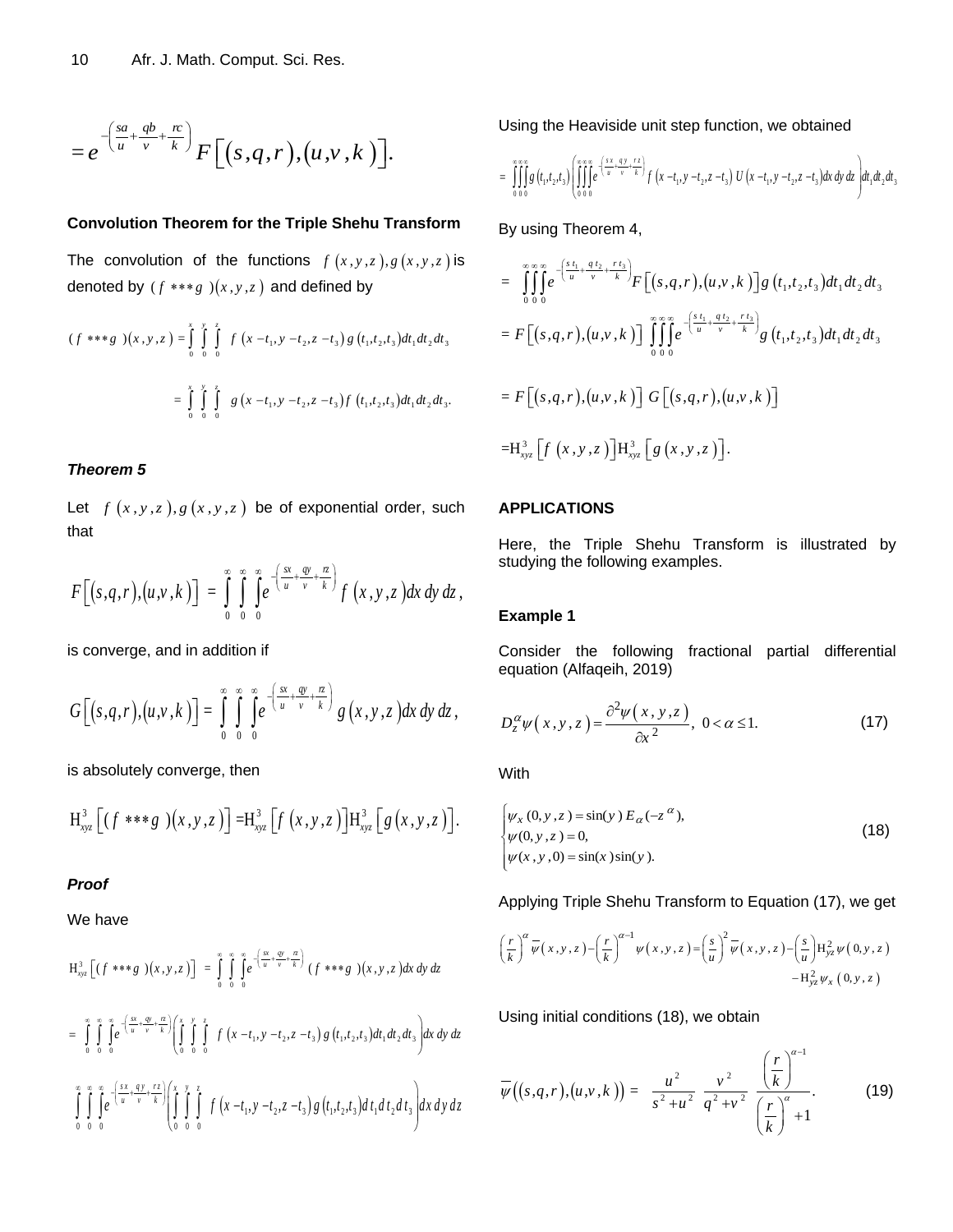$$= e^{-\left(\frac{sa}{u}+\frac{qb}{v}+\frac{rc}{k}\right)} F\left[(s,q,r),(u,v,k)\right].$$

### Convolution Theorem for the Triple Shehu Transform

The convolution of the functions $f(x,y,z), g(x,y,z)$ is denoted by $(f***g)(x,y,z)$ and defined by

$$(f***g)(x,y,z) = \int_0^x \int_0^y \int_0^z f(x-t_1, y-t_2, z-t_3)\, g(t_1,t_2,t_3)\, dt_1\, dt_2\, dt_3$$

$$= \int_0^x \int_0^y \int_0^z g(x-t_1, y-t_2, z-t_3)\, f(t_1,t_2,t_3)\, dt_1\, dt_2\, dt_3.$$

#### *Theorem 5*

Let $f(x,y,z), g(x,y,z)$ be of exponential order, such that

$$F\left[(s,q,r),(u,v,k)\right] = \int_0^\infty \int_0^\infty \int_0^\infty e^{-\left(\frac{sx}{u}+\frac{qy}{v}+\frac{rz}{k}\right)} f(x,y,z)\, dx\, dy\, dz,$$

is converge, and in addition if

$$G\left[(s,q,r),(u,v,k)\right] = \int_0^\infty \int_0^\infty \int_0^\infty e^{-\left(\frac{sx}{u}+\frac{qy}{v}+\frac{rz}{k}\right)} g(x,y,z)\, dx\, dy\, dz,$$

is absolutely converge, then

$$\mathrm{H}^3_{xyz}\left[(f***g)(x,y,z)\right] = \mathrm{H}^3_{xyz}\left[f(x,y,z)\right]\mathrm{H}^3_{xyz}\left[g(x,y,z)\right].$$

#### *Proof*

We have

$$\mathrm{H}^3_{xyz}\left[(f***g)(x,y,z)\right] = \int_0^\infty \int_0^\infty \int_0^\infty e^{-\left(\frac{sx}{u}+\frac{qy}{v}+\frac{rz}{k}\right)} (f***g)(x,y,z)\, dx\, dy\, dz$$

$$= \int_0^\infty \int_0^\infty \int_0^\infty e^{-\left(\frac{sx}{u}+\frac{qy}{v}+\frac{rz}{k}\right)} \left( \int_0^x \int_0^y \int_0^z f(x-t_1, y-t_2, z-t_3)\, g(t_1,t_2,t_3)\, dt_1\, dt_2\, dt_3 \right) dx\, dy\, dz$$

$$\int_0^\infty \int_0^\infty \int_0^\infty e^{-\left(\frac{sx}{u}+\frac{qy}{v}+\frac{rz}{k}\right)} \left( \int_0^x \int_0^y \int_0^z f(x-t_1, y-t_2, z-t_3)\, g(t_1,t_2,t_3)\, dt_1\, dt_2\, dt_3 \right) dx\, dy\, dz$$

Using the Heaviside unit step function, we obtained

$$= \int_0^\infty\int_0^\infty\int_0^\infty g(t_1,t_2,t_3) \left( \int_0^\infty\int_0^\infty\int_0^\infty e^{-\left(\frac{sx}{u}+\frac{qy}{v}+\frac{rz}{k}\right)} f(x-t_1, y-t_2, z-t_3)\, U(x-t_1, y-t_2, z-t_3)\, dx\, dy\, dz \right) dt_1\, dt_2\, dt_3$$

By using Theorem 4,

$$= \int_0^\infty\int_0^\infty\int_0^\infty e^{-\left(\frac{st_1}{u}+\frac{qt_2}{v}+\frac{rt_3}{k}\right)} F\left[(s,q,r),(u,v,k)\right] g(t_1,t_2,t_3)\, dt_1\, dt_2\, dt_3$$

$$= F\left[(s,q,r),(u,v,k)\right] \int_0^\infty\int_0^\infty\int_0^\infty e^{-\left(\frac{st_1}{u}+\frac{qt_2}{v}+\frac{rt_3}{k}\right)} g(t_1,t_2,t_3)\, dt_1\, dt_2\, dt_3$$

$$= F\left[(s,q,r),(u,v,k)\right]\, G\left[(s,q,r),(u,v,k)\right]$$

$$= \mathrm{H}^3_{xyz}\left[f(x,y,z)\right]\mathrm{H}^3_{xyz}\left[g(x,y,z)\right].$$

## APPLICATIONS

Here, the Triple Shehu Transform is illustrated by studying the following examples.

### Example 1

Consider the following fractional partial differential equation (Alfaqeih, 2019)

$$D_z^\alpha \psi(x,y,z) = \frac{\partial^2 \psi(x,y,z)}{\partial x^2}, \quad 0 < \alpha \le 1. \tag{17}$$

With

$$\begin{cases} \psi_x(0,y,z) = \sin(y)\, E_\alpha(-z^\alpha), \\ \psi(0,y,z) = 0, \\ \psi(x,y,0) = \sin(x)\sin(y). \end{cases} \tag{18}$$

Applying Triple Shehu Transform to Equation (17), we get

$$\left(\frac{r}{k}\right)^\alpha \overline{\psi}(x,y,z) - \left(\frac{r}{k}\right)^{\alpha-1} \psi(x,y,z) = \left(\frac{s}{u}\right)^2 \overline{\psi}(x,y,z) - \left(\frac{s}{u}\right)\mathrm{H}^2_{yz}\psi(0,y,z) - \mathrm{H}^2_{yz}\psi_x(0,y,z)$$

Using initial conditions (18), we obtain

$$\overline{\psi}\left((s,q,r),(u,v,k)\right) = \frac{u^2}{s^2+u^2}\, \frac{v^2}{q^2+v^2}\, \frac{\left(\frac{r}{k}\right)^{\alpha-1}}{\left(\frac{r}{k}\right)^\alpha + 1}. \tag{19}$$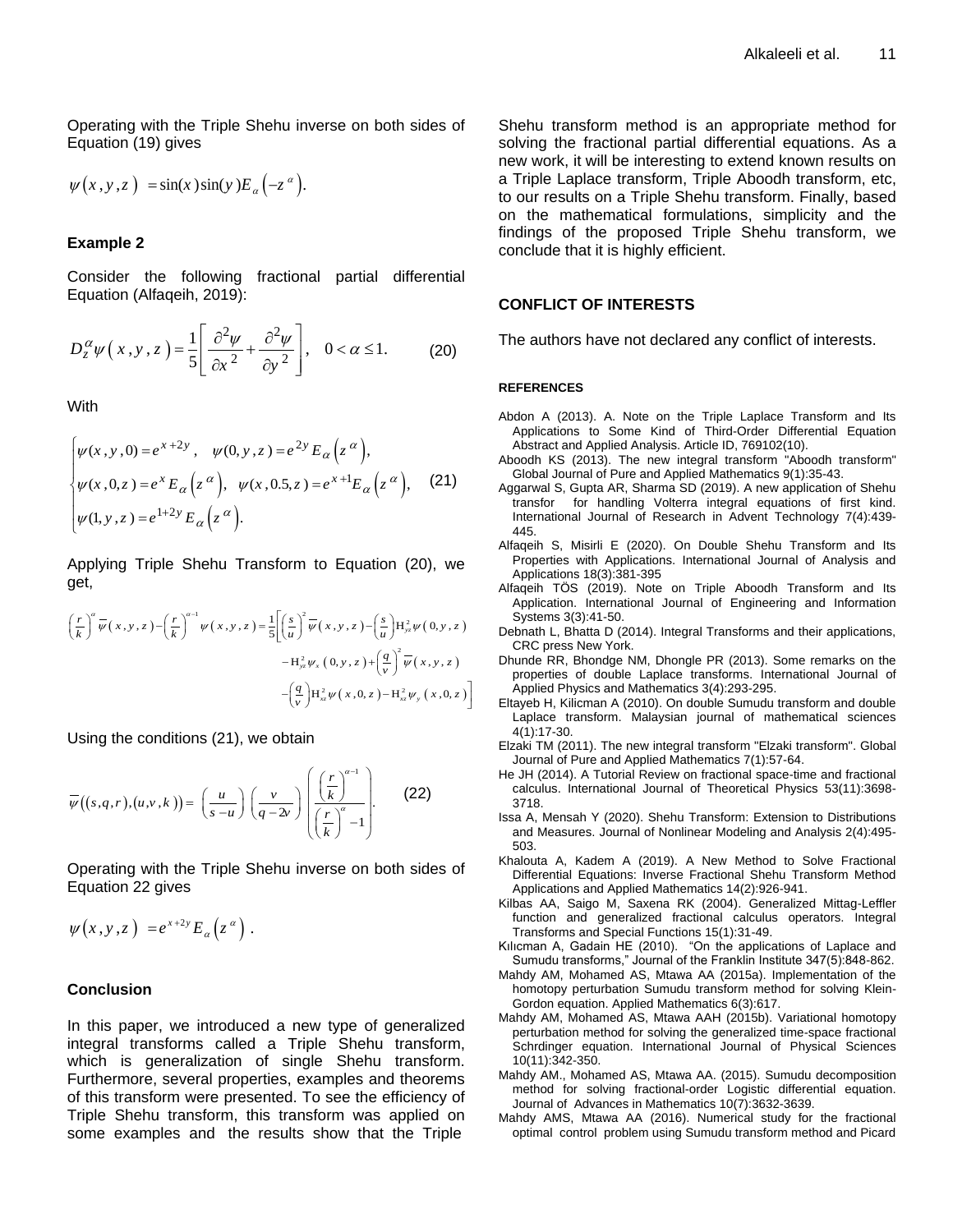Operating with the Triple Shehu inverse on both sides of Equation (19) gives

$$\psi(x,y,z) = \sin(x)\sin(y)E_\alpha\left(-z^\alpha\right).$$

### Example 2

Consider the following fractional partial differential Equation (Alfaqeih, 2019):

$$D_z^\alpha \psi(x,y,z) = \frac{1}{5}\left[\frac{\partial^2\psi}{\partial x^2} + \frac{\partial^2\psi}{\partial y^2}\right], \quad 0 < \alpha \le 1. \tag{20}$$

With

$$\begin{cases} \psi(x,y,0) = e^{x+2y}, \quad \psi(0,y,z) = e^{2y}E_\alpha\left(z^\alpha\right), \\ \psi(x,0,z) = e^{x}E_\alpha\left(z^\alpha\right), \quad \psi(x,0.5,z) = e^{x+1}E_\alpha\left(z^\alpha\right), \\ \psi(1,y,z) = e^{1+2y}E_\alpha\left(z^\alpha\right). \end{cases} \tag{21}$$

Applying Triple Shehu Transform to Equation (20), we get,

$$\begin{aligned}\left(\frac{r}{k}\right)^{\alpha}\overline{\psi}(x,y,z) - \left(\frac{r}{k}\right)^{\alpha-1}\psi(x,y,z) = \frac{1}{5}\Bigg[&\left(\frac{s}{u}\right)^2\overline{\psi}(x,y,z) - \left(\frac{s}{u}\right)\mathrm{H}^2_{yz}\psi(0,y,z) \\ &- \mathrm{H}^2_{yz}\psi_x(0,y,z) + \left(\frac{q}{v}\right)^2\overline{\psi}(x,y,z) \\ &- \left(\frac{q}{v}\right)\mathrm{H}^2_{xz}\psi(x,0,z) - \mathrm{H}^2_{xz}\psi_y(x,0,z)\Bigg]\end{aligned}$$

Using the conditions (21), we obtain

$$\overline{\psi}((s,q,r),(u,v,k)) = \left(\frac{u}{s-u}\right)\left(\frac{v}{q-2v}\right)\left(\frac{\left(\frac{r}{k}\right)^{\alpha-1}}{\left(\frac{r}{k}\right)^{\alpha}-1}\right). \tag{22}$$

Operating with the Triple Shehu inverse on both sides of Equation 22 gives

$$\psi(x,y,z) = e^{x+2y}E_\alpha\left(z^\alpha\right).$$

### Conclusion

In this paper, we introduced a new type of generalized integral transforms called a Triple Shehu transform, which is generalization of single Shehu transform. Furthermore, several properties, examples and theorems of this transform were presented. To see the efficiency of Triple Shehu transform, this transform was applied on some examples and the results show that the Triple Shehu transform method is an appropriate method for solving the fractional partial differential equations. As a new work, it will be interesting to extend known results on a Triple Laplace transform, Triple Aboodh transform, etc, to our results on a Triple Shehu transform. Finally, based on the mathematical formulations, simplicity and the findings of the proposed Triple Shehu transform, we conclude that it is highly efficient.

### CONFLICT OF INTERESTS

The authors have not declared any conflict of interests.

### REFERENCES

Abdon A (2013). A. Note on the Triple Laplace Transform and Its Applications to Some Kind of Third-Order Differential Equation Abstract and Applied Analysis. Article ID, 769102(10).

Aboodh KS (2013). The new integral transform "Aboodh transform" Global Journal of Pure and Applied Mathematics 9(1):35-43.

Aggarwal S, Gupta AR, Sharma SD (2019). A new application of Shehu transfor for handling Volterra integral equations of first kind. International Journal of Research in Advent Technology 7(4):439-445.

Alfaqeih S, Misirli E (2020). On Double Shehu Transform and Its Properties with Applications. International Journal of Analysis and Applications 18(3):381-395

Alfaqeih TÖS (2019). Note on Triple Aboodh Transform and Its Application. International Journal of Engineering and Information Systems 3(3):41-50.

Debnath L, Bhatta D (2014). Integral Transforms and their applications, CRC press New York.

Dhunde RR, Bhondge NM, Dhongle PR (2013). Some remarks on the properties of double Laplace transforms. International Journal of Applied Physics and Mathematics 3(4):293-295.

Eltayeb H, Kilicman A (2010). On double Sumudu transform and double Laplace transform. Malaysian journal of mathematical sciences 4(1):17-30.

Elzaki TM (2011). The new integral transform "Elzaki transform". Global Journal of Pure and Applied Mathematics 7(1):57-64.

He JH (2014). A Tutorial Review on fractional space-time and fractional calculus. International Journal of Theoretical Physics 53(11):3698-3718.

Issa A, Mensah Y (2020). Shehu Transform: Extension to Distributions and Measures. Journal of Nonlinear Modeling and Analysis 2(4):495-503.

Khalouta A, Kadem A (2019). A New Method to Solve Fractional Differential Equations: Inverse Fractional Shehu Transform Method Applications and Applied Mathematics 14(2):926-941.

Kilbas AA, Saigo M, Saxena RK (2004). Generalized Mittag-Leffler function and generalized fractional calculus operators. Integral Transforms and Special Functions 15(1):31-49.

Kılıcman A, Gadain HE (2010). "On the applications of Laplace and Sumudu transforms," Journal of the Franklin Institute 347(5):848-862.

Mahdy AM, Mohamed AS, Mtawa AA (2015a). Implementation of the homotopy perturbation Sumudu transform method for solving Klein-Gordon equation. Applied Mathematics 6(3):617.

Mahdy AM, Mohamed AS, Mtawa AAH (2015b). Variational homotopy perturbation method for solving the generalized time-space fractional Schrdinger equation. International Journal of Physical Sciences 10(11):342-350.

Mahdy AM., Mohamed AS, Mtawa AA. (2015). Sumudu decomposition method for solving fractional-order Logistic differential equation. Journal of Advances in Mathematics 10(7):3632-3639.

Mahdy AMS, Mtawa AA (2016). Numerical study for the fractional optimal control problem using Sumudu transform method and Picard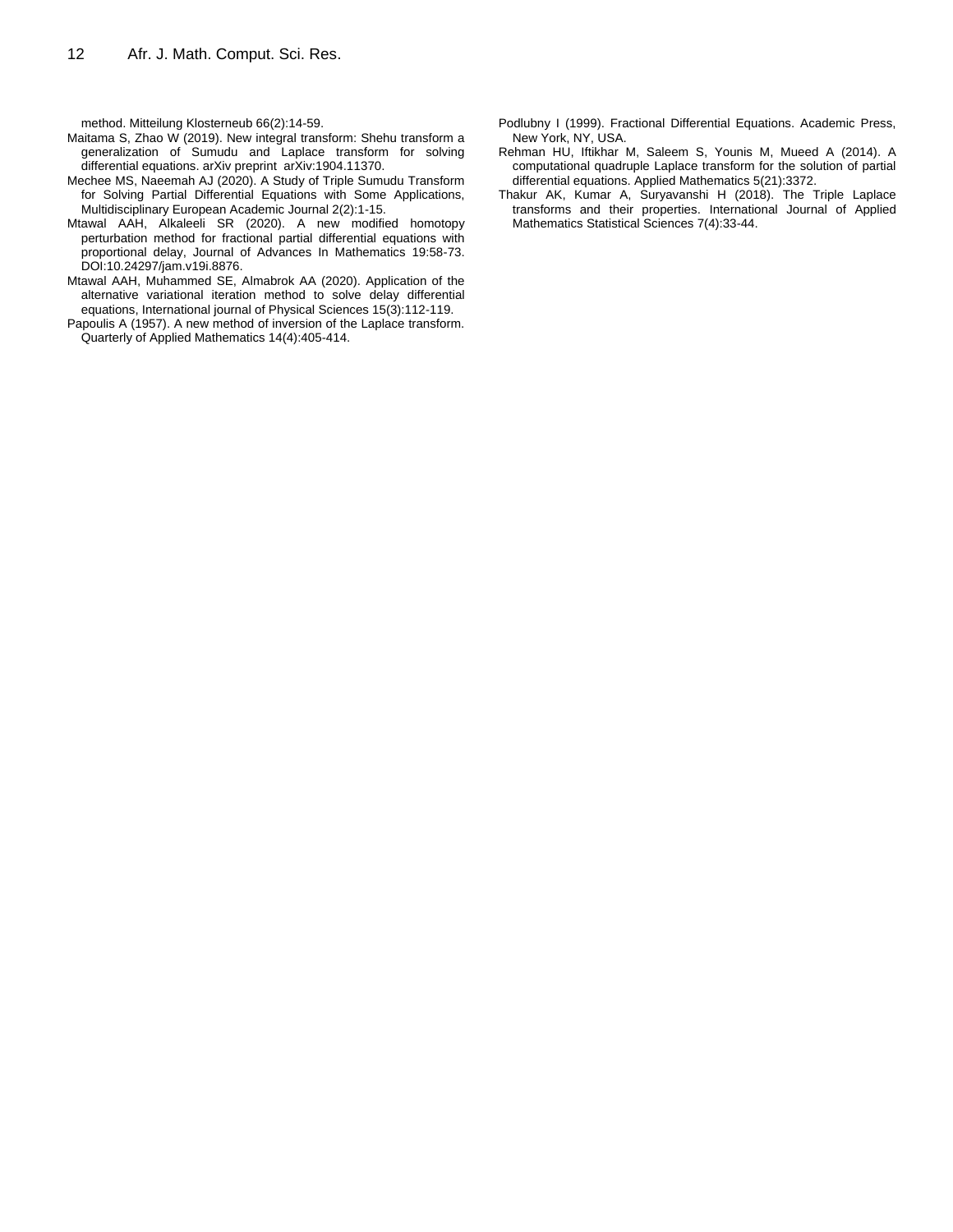method. Mitteilung Klosterneub 66(2):14-59.

Maitama S, Zhao W (2019). New integral transform: Shehu transform a generalization of Sumudu and Laplace transform for solving differential equations. arXiv preprint arXiv:1904.11370.

Mechee MS, Naeemah AJ (2020). A Study of Triple Sumudu Transform for Solving Partial Differential Equations with Some Applications, Multidisciplinary European Academic Journal 2(2):1-15.

Mtawal AAH, Alkaleeli SR (2020). A new modified homotopy perturbation method for fractional partial differential equations with proportional delay, Journal of Advances In Mathematics 19:58-73. DOI:10.24297/jam.v19i.8876.

Mtawal AAH, Muhammed SE, Almabrok AA (2020). Application of the alternative variational iteration method to solve delay differential equations, International journal of Physical Sciences 15(3):112-119.

Papoulis A (1957). A new method of inversion of the Laplace transform. Quarterly of Applied Mathematics 14(4):405-414.

Podlubny I (1999). Fractional Differential Equations. Academic Press, New York, NY, USA.

Rehman HU, Iftikhar M, Saleem S, Younis M, Mueed A (2014). A computational quadruple Laplace transform for the solution of partial differential equations. Applied Mathematics 5(21):3372.

Thakur AK, Kumar A, Suryavanshi H (2018). The Triple Laplace transforms and their properties. International Journal of Applied Mathematics Statistical Sciences 7(4):33-44.